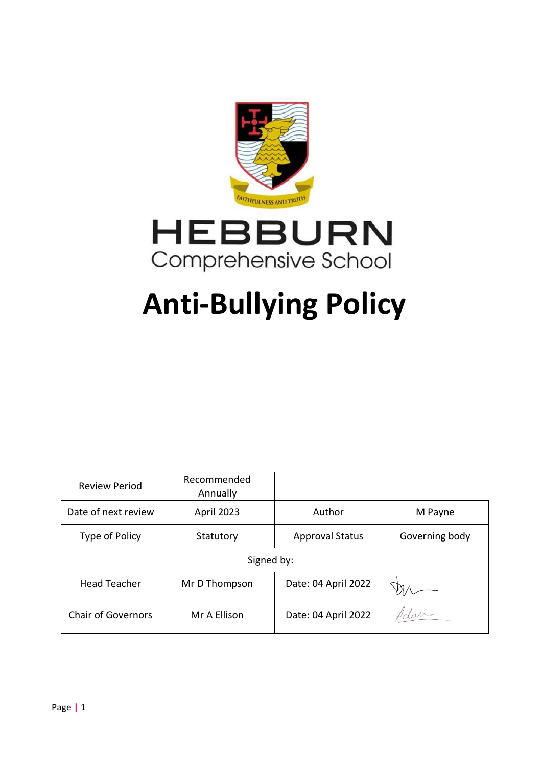HEBBURN

Comprehensive School

# Anti-Bullying Policy

| Review Period | Recommended Annually | | |
|---|---|---|---|
| Date of next review | April 2023 | Author | M Payne |
| Type of Policy | Statutory | Approval Status | Governing body |
| Signed by: | | | |
| Head Teacher | Mr D Thompson | Date: 04 April 2022 | |
| Chair of Governors | Mr A Ellison | Date: 04 April 2022 | |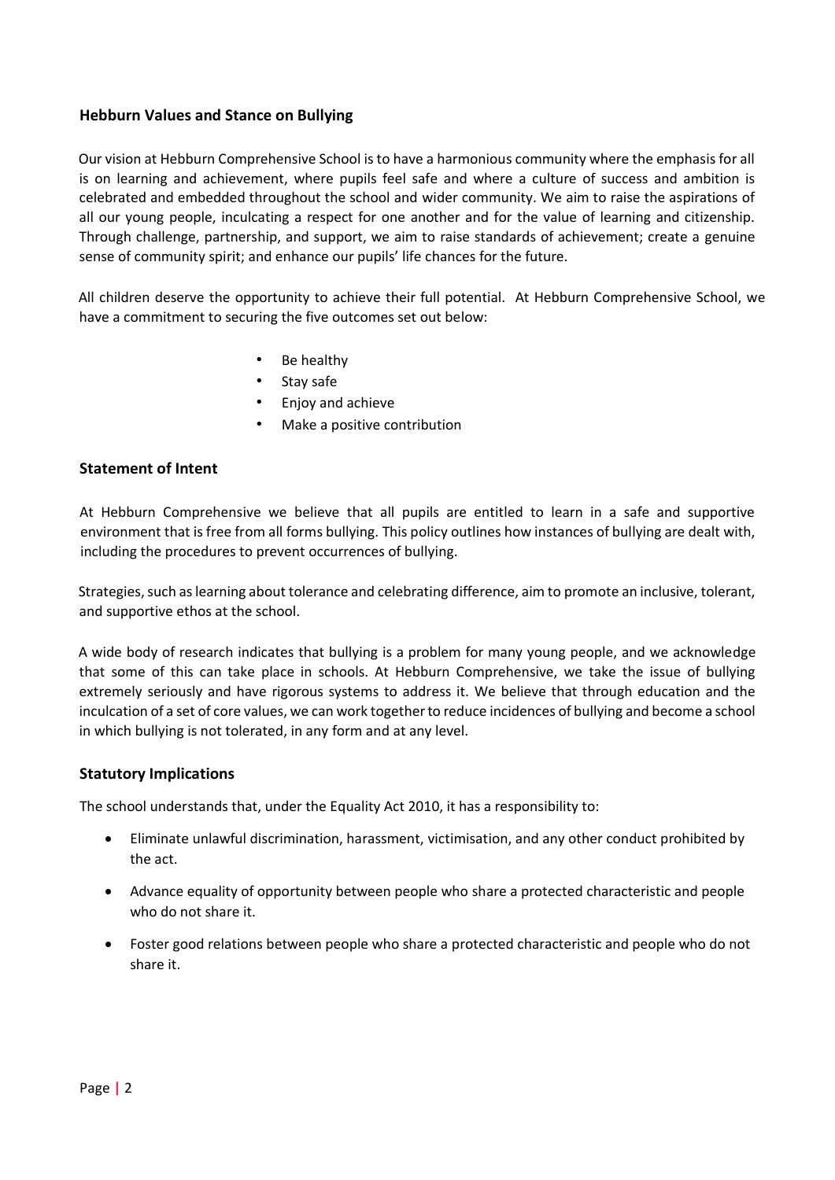## Hebburn Values and Stance on Bullying

Our vision at Hebburn Comprehensive School is to have a harmonious community where the emphasis for all is on learning and achievement, where pupils feel safe and where a culture of success and ambition is celebrated and embedded throughout the school and wider community. We aim to raise the aspirations of all our young people, inculcating a respect for one another and for the value of learning and citizenship. Through challenge, partnership, and support, we aim to raise standards of achievement; create a genuine sense of community spirit; and enhance our pupils' life chances for the future.

All children deserve the opportunity to achieve their full potential. At Hebburn Comprehensive School, we have a commitment to securing the five outcomes set out below:

- Be healthy
- Stay safe
- Enjoy and achieve
- Make a positive contribution

## Statement of Intent

At Hebburn Comprehensive we believe that all pupils are entitled to learn in a safe and supportive environment that is free from all forms bullying. This policy outlines how instances of bullying are dealt with, including the procedures to prevent occurrences of bullying.

Strategies, such as learning about tolerance and celebrating difference, aim to promote an inclusive, tolerant, and supportive ethos at the school.

A wide body of research indicates that bullying is a problem for many young people, and we acknowledge that some of this can take place in schools. At Hebburn Comprehensive, we take the issue of bullying extremely seriously and have rigorous systems to address it. We believe that through education and the inculcation of a set of core values, we can work together to reduce incidences of bullying and become a school in which bullying is not tolerated, in any form and at any level.

## Statutory Implications

The school understands that, under the Equality Act 2010, it has a responsibility to:

- Eliminate unlawful discrimination, harassment, victimisation, and any other conduct prohibited by the act.
- Advance equality of opportunity between people who share a protected characteristic and people who do not share it.
- Foster good relations between people who share a protected characteristic and people who do not share it.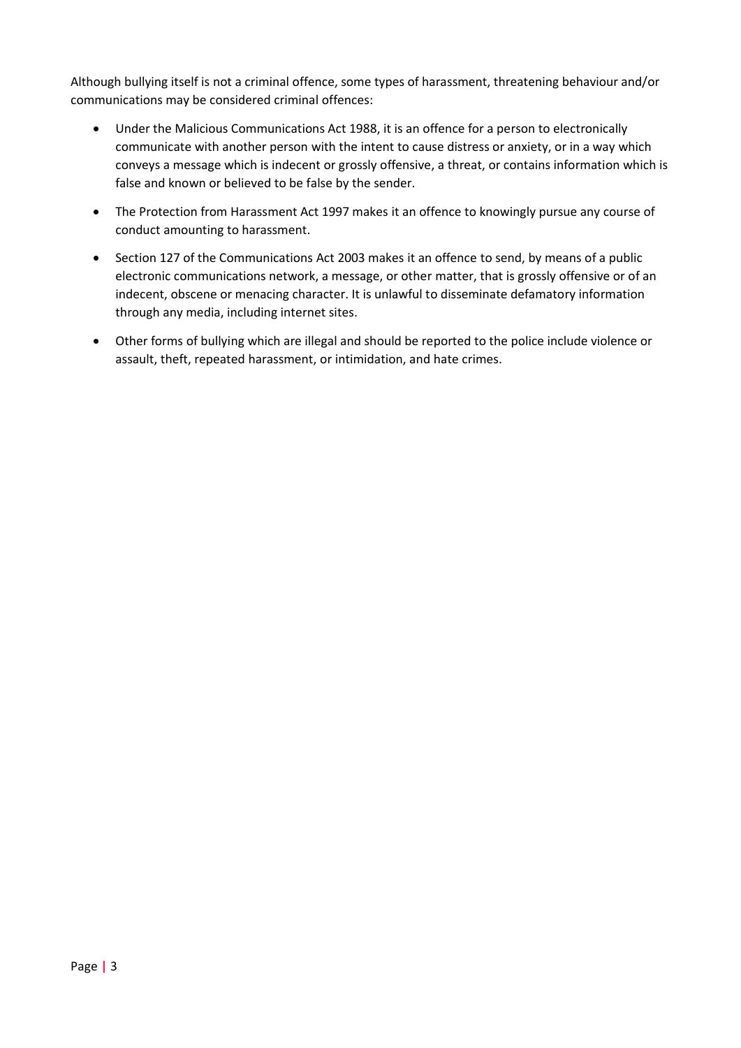Although bullying itself is not a criminal offence, some types of harassment, threatening behaviour and/or communications may be considered criminal offences:

- Under the Malicious Communications Act 1988, it is an offence for a person to electronically communicate with another person with the intent to cause distress or anxiety, or in a way which conveys a message which is indecent or grossly offensive, a threat, or contains information which is false and known or believed to be false by the sender.
- The Protection from Harassment Act 1997 makes it an offence to knowingly pursue any course of conduct amounting to harassment.
- Section 127 of the Communications Act 2003 makes it an offence to send, by means of a public electronic communications network, a message, or other matter, that is grossly offensive or of an indecent, obscene or menacing character. It is unlawful to disseminate defamatory information through any media, including internet sites.
- Other forms of bullying which are illegal and should be reported to the police include violence or assault, theft, repeated harassment, or intimidation, and hate crimes.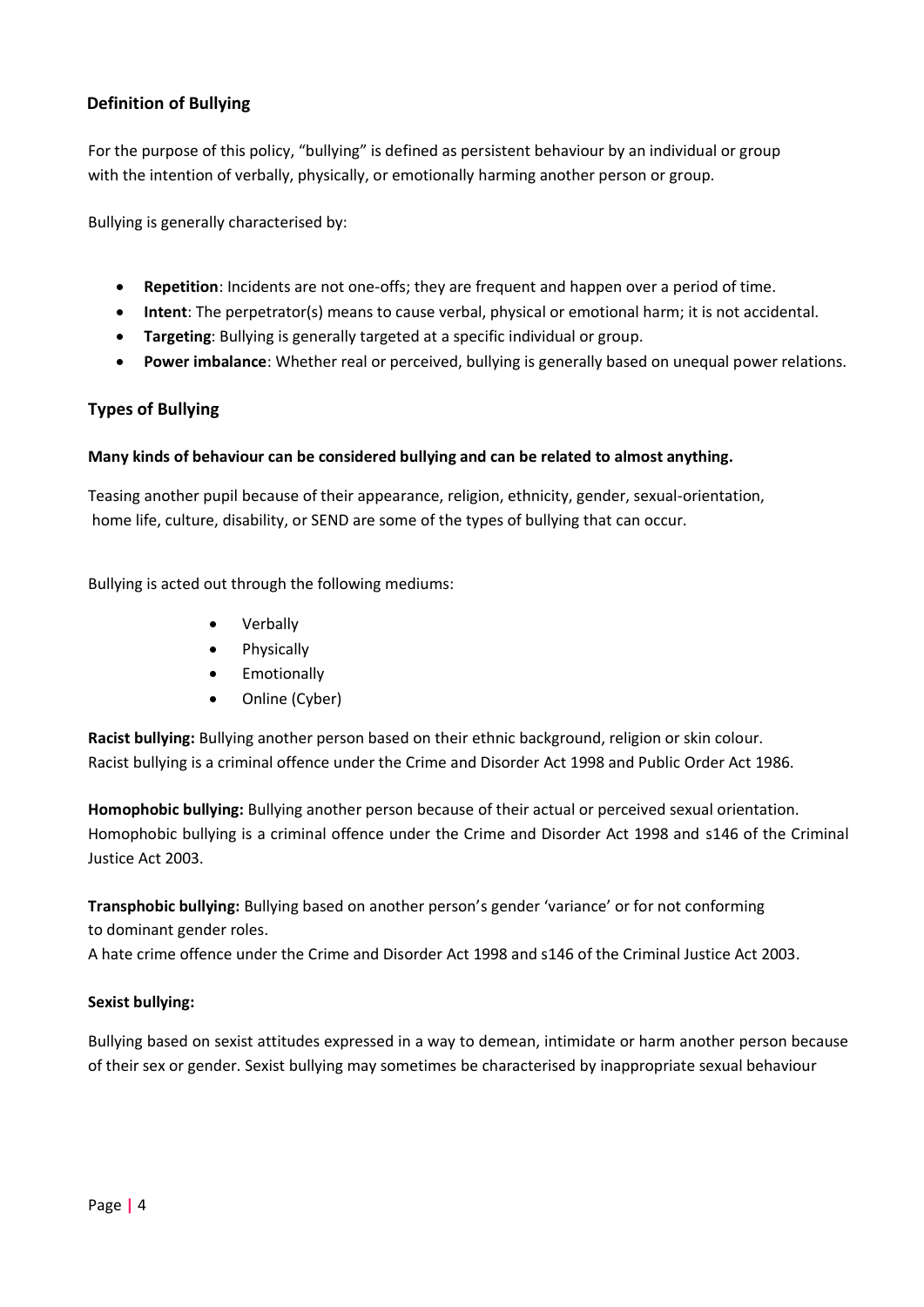## Definition of Bullying

For the purpose of this policy, "bullying" is defined as persistent behaviour by an individual or group with the intention of verbally, physically, or emotionally harming another person or group.

Bullying is generally characterised by:

- **Repetition**: Incidents are not one-offs; they are frequent and happen over a period of time.
- **Intent**: The perpetrator(s) means to cause verbal, physical or emotional harm; it is not accidental.
- **Targeting**: Bullying is generally targeted at a specific individual or group.
- **Power imbalance**: Whether real or perceived, bullying is generally based on unequal power relations.

## Types of Bullying

**Many kinds of behaviour can be considered bullying and can be related to almost anything.**

Teasing another pupil because of their appearance, religion, ethnicity, gender, sexual-orientation, home life, culture, disability, or SEND are some of the types of bullying that can occur.

Bullying is acted out through the following mediums:

- Verbally
- Physically
- Emotionally
- Online (Cyber)

**Racist bullying:** Bullying another person based on their ethnic background, religion or skin colour. Racist bullying is a criminal offence under the Crime and Disorder Act 1998 and Public Order Act 1986.

**Homophobic bullying:** Bullying another person because of their actual or perceived sexual orientation. Homophobic bullying is a criminal offence under the Crime and Disorder Act 1998 and s146 of the Criminal Justice Act 2003.

**Transphobic bullying:** Bullying based on another person's gender 'variance' or for not conforming to dominant gender roles.
A hate crime offence under the Crime and Disorder Act 1998 and s146 of the Criminal Justice Act 2003.

**Sexist bullying:**

Bullying based on sexist attitudes expressed in a way to demean, intimidate or harm another person because of their sex or gender. Sexist bullying may sometimes be characterised by inappropriate sexual behaviour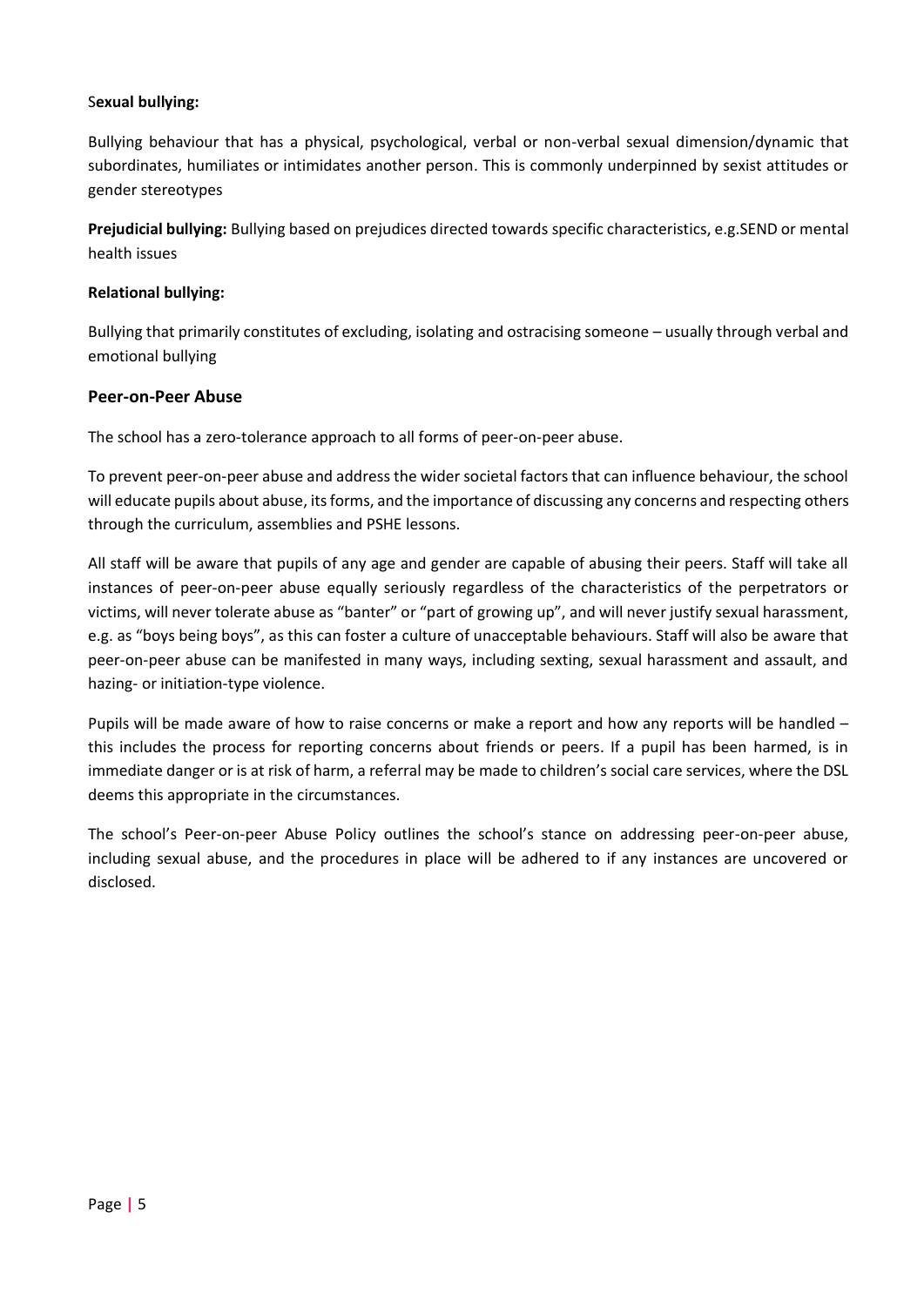**Sexual bullying:**

Bullying behaviour that has a physical, psychological, verbal or non-verbal sexual dimension/dynamic that subordinates, humiliates or intimidates another person. This is commonly underpinned by sexist attitudes or gender stereotypes

**Prejudicial bullying:** Bullying based on prejudices directed towards specific characteristics, e.g.SEND or mental health issues

**Relational bullying:**

Bullying that primarily constitutes of excluding, isolating and ostracising someone – usually through verbal and emotional bullying

## Peer-on-Peer Abuse

The school has a zero-tolerance approach to all forms of peer-on-peer abuse.

To prevent peer-on-peer abuse and address the wider societal factors that can influence behaviour, the school will educate pupils about abuse, its forms, and the importance of discussing any concerns and respecting others through the curriculum, assemblies and PSHE lessons.

All staff will be aware that pupils of any age and gender are capable of abusing their peers. Staff will take all instances of peer-on-peer abuse equally seriously regardless of the characteristics of the perpetrators or victims, will never tolerate abuse as "banter" or "part of growing up", and will never justify sexual harassment, e.g. as "boys being boys", as this can foster a culture of unacceptable behaviours. Staff will also be aware that peer-on-peer abuse can be manifested in many ways, including sexting, sexual harassment and assault, and hazing- or initiation-type violence.

Pupils will be made aware of how to raise concerns or make a report and how any reports will be handled – this includes the process for reporting concerns about friends or peers. If a pupil has been harmed, is in immediate danger or is at risk of harm, a referral may be made to children's social care services, where the DSL deems this appropriate in the circumstances.

The school's Peer-on-peer Abuse Policy outlines the school's stance on addressing peer-on-peer abuse, including sexual abuse, and the procedures in place will be adhered to if any instances are uncovered or disclosed.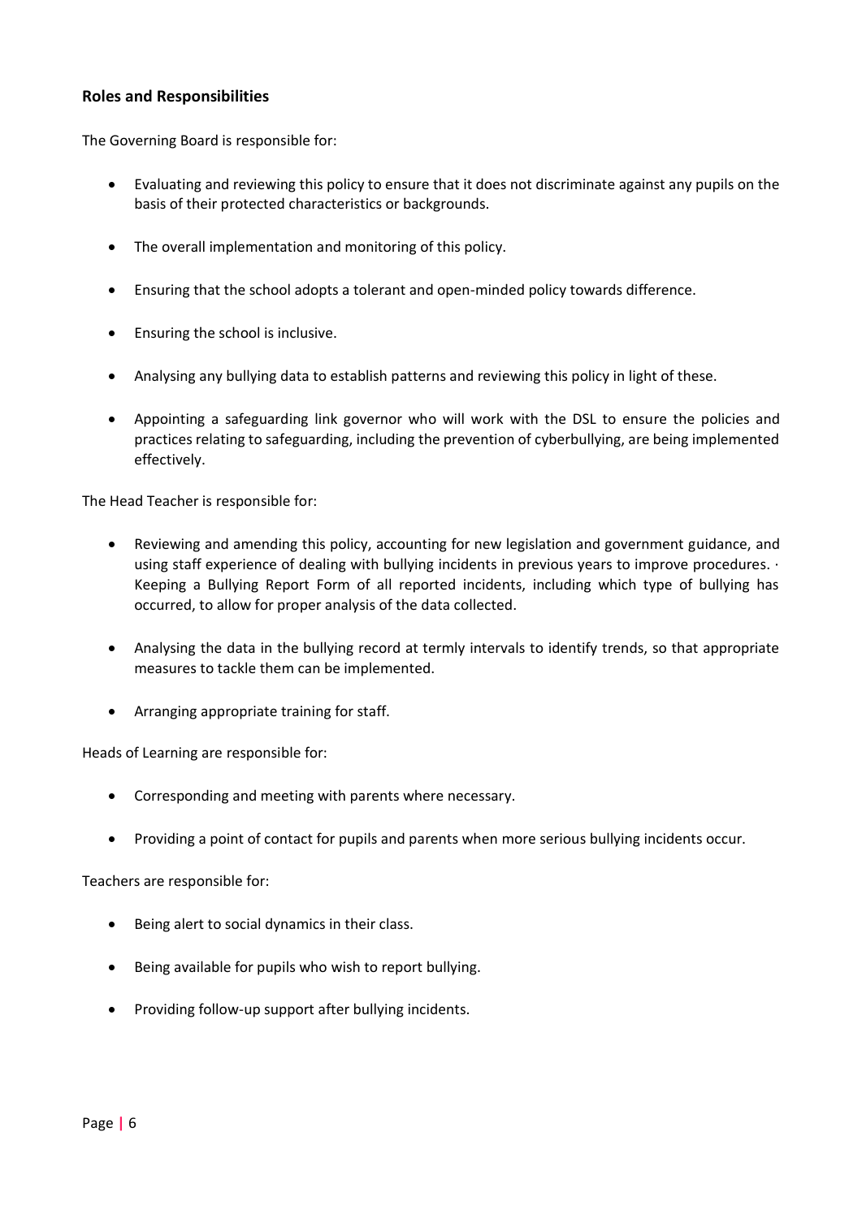## Roles and Responsibilities

The Governing Board is responsible for:

- Evaluating and reviewing this policy to ensure that it does not discriminate against any pupils on the basis of their protected characteristics or backgrounds.
- The overall implementation and monitoring of this policy.
- Ensuring that the school adopts a tolerant and open-minded policy towards difference.
- Ensuring the school is inclusive.
- Analysing any bullying data to establish patterns and reviewing this policy in light of these.
- Appointing a safeguarding link governor who will work with the DSL to ensure the policies and practices relating to safeguarding, including the prevention of cyberbullying, are being implemented effectively.

The Head Teacher is responsible for:

- Reviewing and amending this policy, accounting for new legislation and government guidance, and using staff experience of dealing with bullying incidents in previous years to improve procedures. · Keeping a Bullying Report Form of all reported incidents, including which type of bullying has occurred, to allow for proper analysis of the data collected.
- Analysing the data in the bullying record at termly intervals to identify trends, so that appropriate measures to tackle them can be implemented.
- Arranging appropriate training for staff.

Heads of Learning are responsible for:

- Corresponding and meeting with parents where necessary.
- Providing a point of contact for pupils and parents when more serious bullying incidents occur.

Teachers are responsible for:

- Being alert to social dynamics in their class.
- Being available for pupils who wish to report bullying.
- Providing follow-up support after bullying incidents.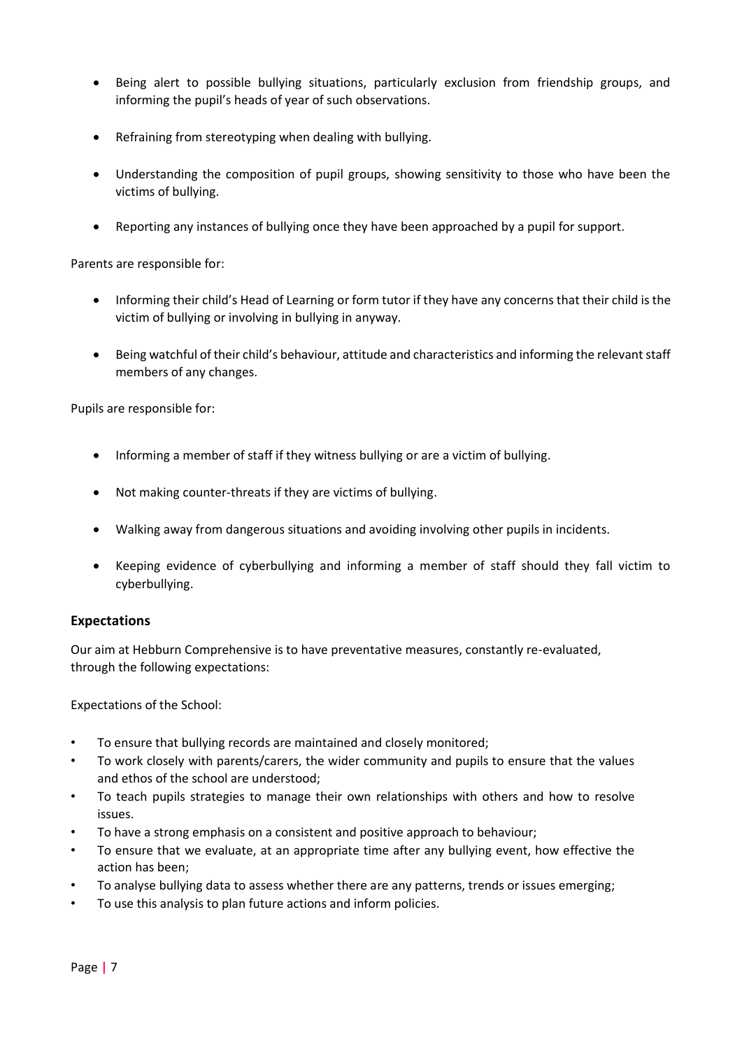- Being alert to possible bullying situations, particularly exclusion from friendship groups, and informing the pupil's heads of year of such observations.
- Refraining from stereotyping when dealing with bullying.
- Understanding the composition of pupil groups, showing sensitivity to those who have been the victims of bullying.
- Reporting any instances of bullying once they have been approached by a pupil for support.

Parents are responsible for:

- Informing their child's Head of Learning or form tutor if they have any concerns that their child is the victim of bullying or involving in bullying in anyway.
- Being watchful of their child's behaviour, attitude and characteristics and informing the relevant staff members of any changes.

Pupils are responsible for:

- Informing a member of staff if they witness bullying or are a victim of bullying.
- Not making counter-threats if they are victims of bullying.
- Walking away from dangerous situations and avoiding involving other pupils in incidents.
- Keeping evidence of cyberbullying and informing a member of staff should they fall victim to cyberbullying.

### Expectations

Our aim at Hebburn Comprehensive is to have preventative measures, constantly re-evaluated, through the following expectations:

Expectations of the School:

- To ensure that bullying records are maintained and closely monitored;
- To work closely with parents/carers, the wider community and pupils to ensure that the values and ethos of the school are understood;
- To teach pupils strategies to manage their own relationships with others and how to resolve issues.
- To have a strong emphasis on a consistent and positive approach to behaviour;
- To ensure that we evaluate, at an appropriate time after any bullying event, how effective the action has been;
- To analyse bullying data to assess whether there are any patterns, trends or issues emerging;
- To use this analysis to plan future actions and inform policies.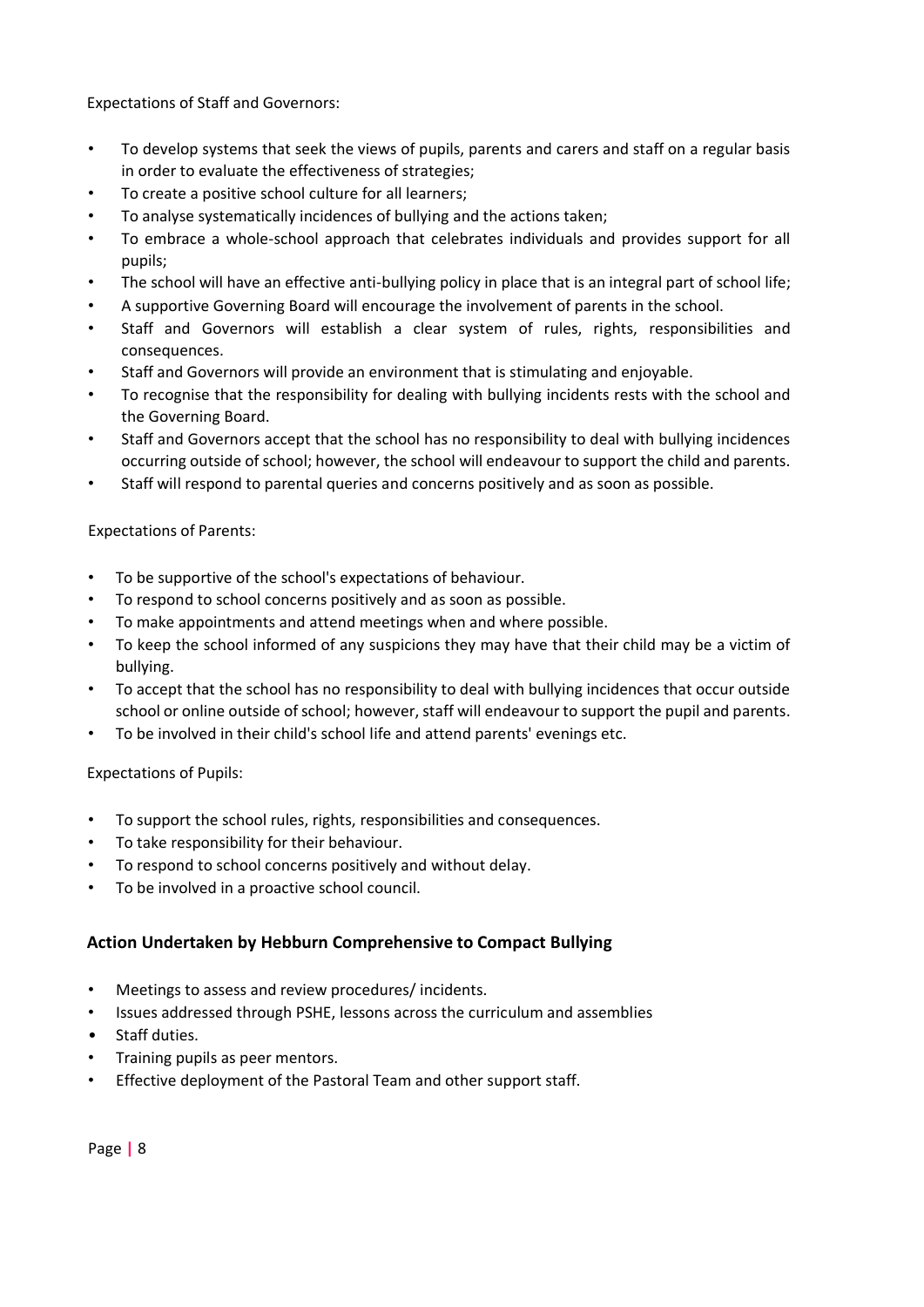Expectations of Staff and Governors:

- To develop systems that seek the views of pupils, parents and carers and staff on a regular basis in order to evaluate the effectiveness of strategies;
- To create a positive school culture for all learners;
- To analyse systematically incidences of bullying and the actions taken;
- To embrace a whole-school approach that celebrates individuals and provides support for all pupils;
- The school will have an effective anti-bullying policy in place that is an integral part of school life;
- A supportive Governing Board will encourage the involvement of parents in the school.
- Staff and Governors will establish a clear system of rules, rights, responsibilities and consequences.
- Staff and Governors will provide an environment that is stimulating and enjoyable.
- To recognise that the responsibility for dealing with bullying incidents rests with the school and the Governing Board.
- Staff and Governors accept that the school has no responsibility to deal with bullying incidences occurring outside of school; however, the school will endeavour to support the child and parents.
- Staff will respond to parental queries and concerns positively and as soon as possible.

Expectations of Parents:

- To be supportive of the school's expectations of behaviour.
- To respond to school concerns positively and as soon as possible.
- To make appointments and attend meetings when and where possible.
- To keep the school informed of any suspicions they may have that their child may be a victim of bullying.
- To accept that the school has no responsibility to deal with bullying incidences that occur outside school or online outside of school; however, staff will endeavour to support the pupil and parents.
- To be involved in their child's school life and attend parents' evenings etc.

Expectations of Pupils:

- To support the school rules, rights, responsibilities and consequences.
- To take responsibility for their behaviour.
- To respond to school concerns positively and without delay.
- To be involved in a proactive school council.

## Action Undertaken by Hebburn Comprehensive to Compact Bullying

- Meetings to assess and review procedures/ incidents.
- Issues addressed through PSHE, lessons across the curriculum and assemblies
- Staff duties.
- Training pupils as peer mentors.
- Effective deployment of the Pastoral Team and other support staff.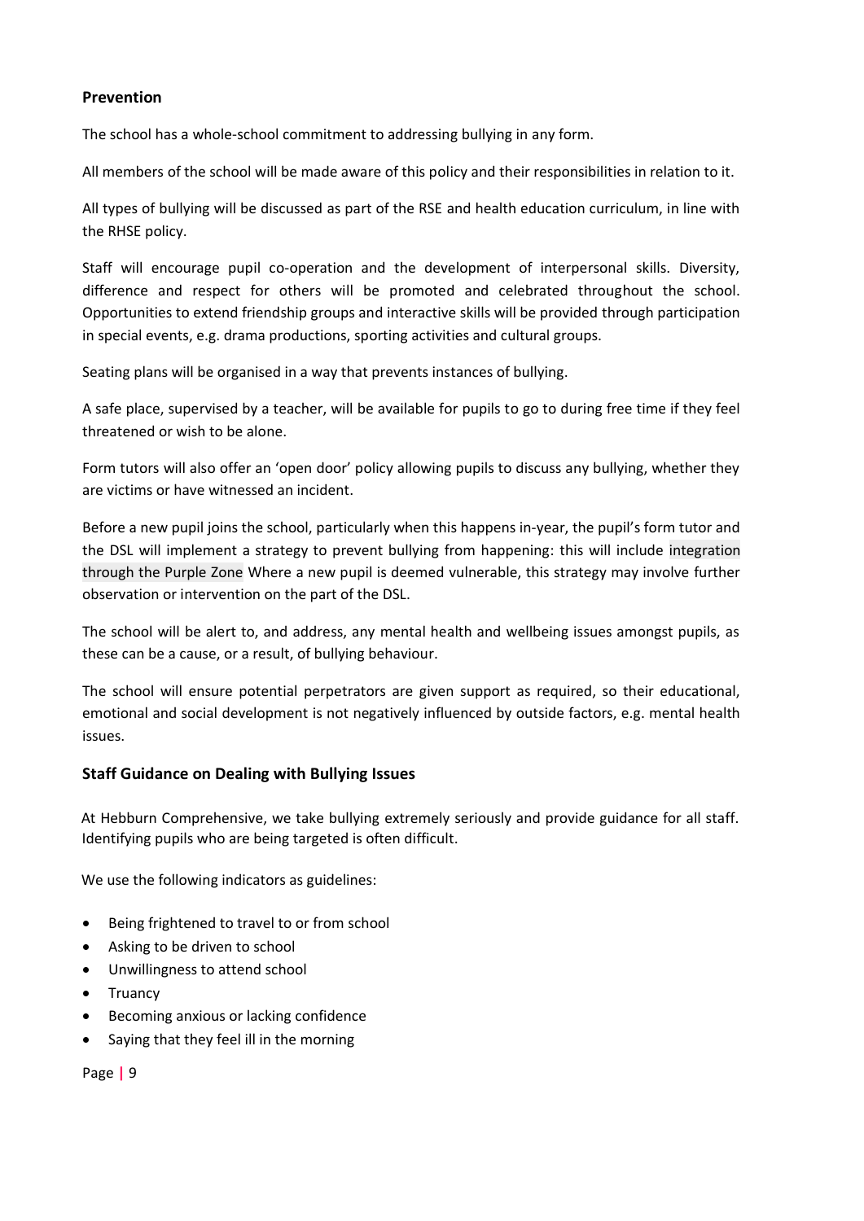## Prevention

The school has a whole-school commitment to addressing bullying in any form.

All members of the school will be made aware of this policy and their responsibilities in relation to it.

All types of bullying will be discussed as part of the RSE and health education curriculum, in line with the RHSE policy.

Staff will encourage pupil co-operation and the development of interpersonal skills. Diversity, difference and respect for others will be promoted and celebrated throughout the school. Opportunities to extend friendship groups and interactive skills will be provided through participation in special events, e.g. drama productions, sporting activities and cultural groups.

Seating plans will be organised in a way that prevents instances of bullying.

A safe place, supervised by a teacher, will be available for pupils to go to during free time if they feel threatened or wish to be alone.

Form tutors will also offer an 'open door' policy allowing pupils to discuss any bullying, whether they are victims or have witnessed an incident.

Before a new pupil joins the school, particularly when this happens in-year, the pupil's form tutor and the DSL will implement a strategy to prevent bullying from happening: this will include integration through the Purple Zone Where a new pupil is deemed vulnerable, this strategy may involve further observation or intervention on the part of the DSL.

The school will be alert to, and address, any mental health and wellbeing issues amongst pupils, as these can be a cause, or a result, of bullying behaviour.

The school will ensure potential perpetrators are given support as required, so their educational, emotional and social development is not negatively influenced by outside factors, e.g. mental health issues.

## Staff Guidance on Dealing with Bullying Issues

At Hebburn Comprehensive, we take bullying extremely seriously and provide guidance for all staff. Identifying pupils who are being targeted is often difficult.

We use the following indicators as guidelines:

- Being frightened to travel to or from school
- Asking to be driven to school
- Unwillingness to attend school
- Truancy
- Becoming anxious or lacking confidence
- Saying that they feel ill in the morning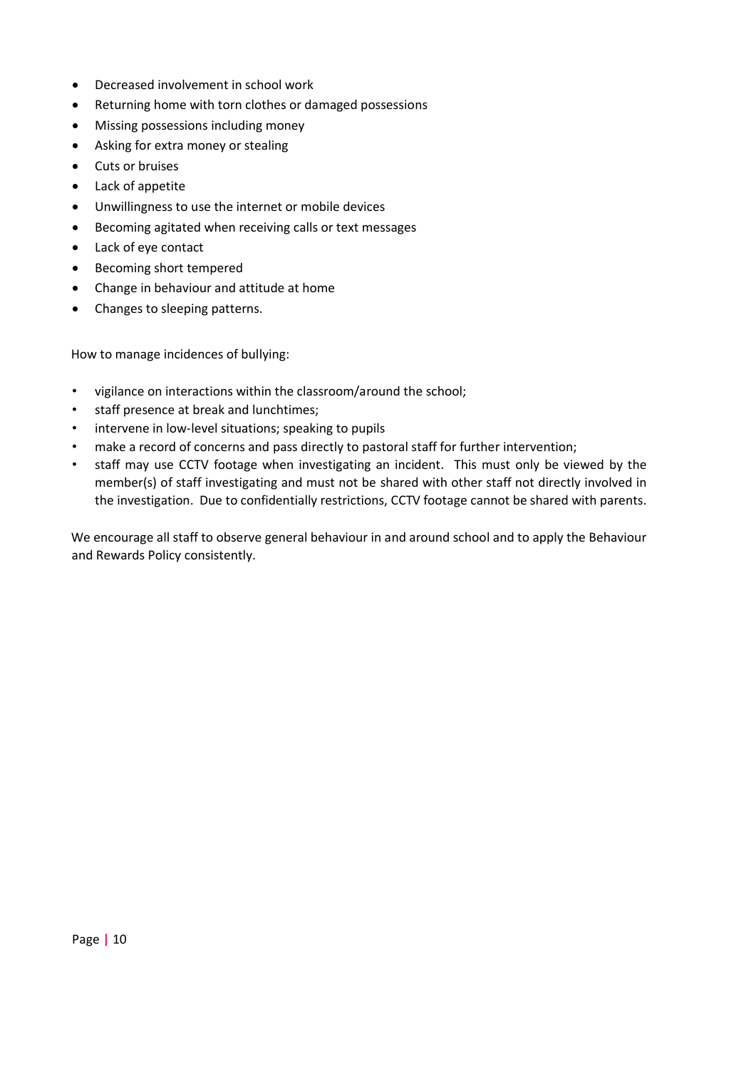- Decreased involvement in school work
- Returning home with torn clothes or damaged possessions
- Missing possessions including money
- Asking for extra money or stealing
- Cuts or bruises
- Lack of appetite
- Unwillingness to use the internet or mobile devices
- Becoming agitated when receiving calls or text messages
- Lack of eye contact
- Becoming short tempered
- Change in behaviour and attitude at home
- Changes to sleeping patterns.

How to manage incidences of bullying:

- vigilance on interactions within the classroom/around the school;
- staff presence at break and lunchtimes;
- intervene in low-level situations; speaking to pupils
- make a record of concerns and pass directly to pastoral staff for further intervention;
- staff may use CCTV footage when investigating an incident. This must only be viewed by the member(s) of staff investigating and must not be shared with other staff not directly involved in the investigation. Due to confidentially restrictions, CCTV footage cannot be shared with parents.

We encourage all staff to observe general behaviour in and around school and to apply the Behaviour and Rewards Policy consistently.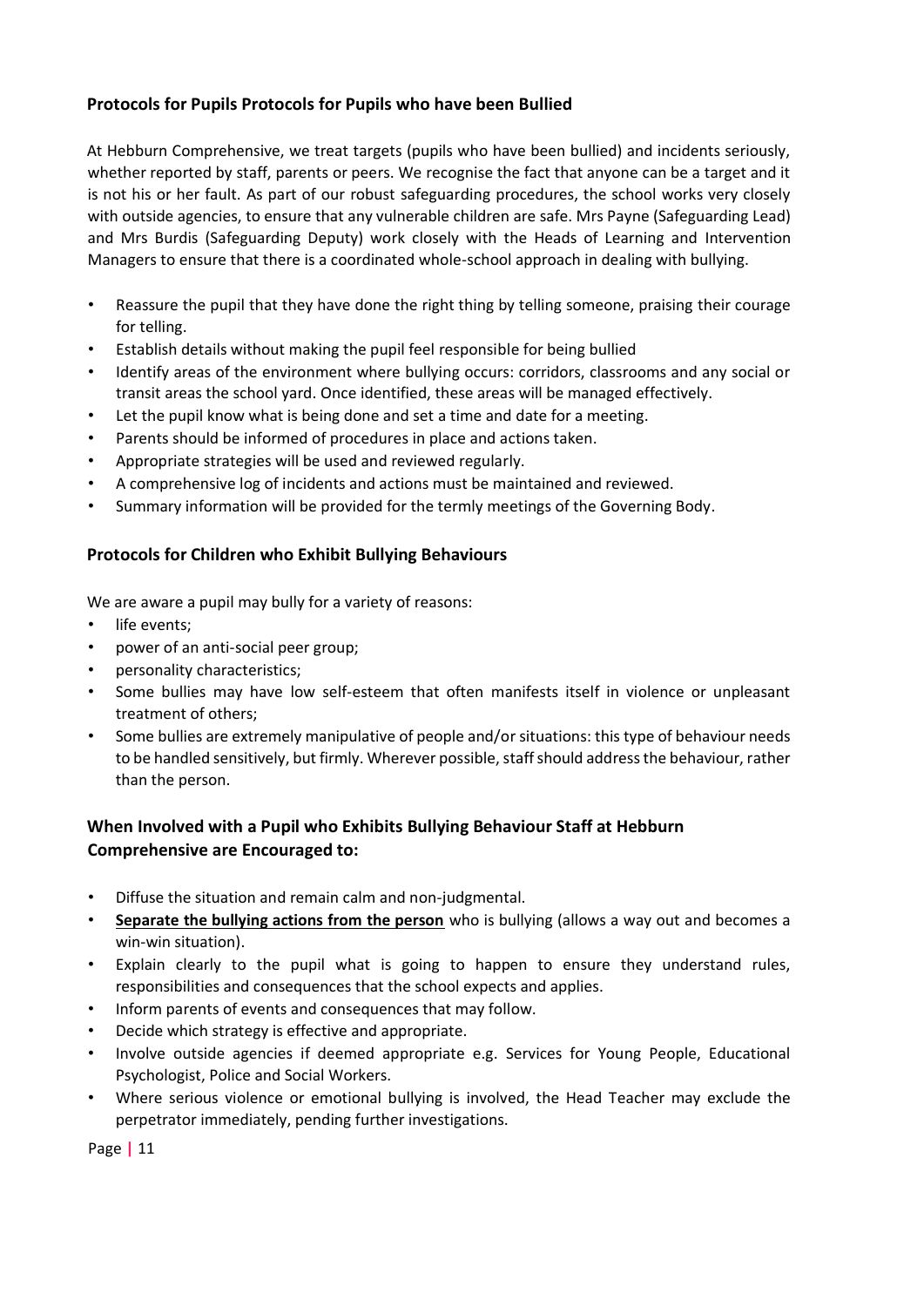### Protocols for Pupils Protocols for Pupils who have been Bullied

At Hebburn Comprehensive, we treat targets (pupils who have been bullied) and incidents seriously, whether reported by staff, parents or peers. We recognise the fact that anyone can be a target and it is not his or her fault. As part of our robust safeguarding procedures, the school works very closely with outside agencies, to ensure that any vulnerable children are safe. Mrs Payne (Safeguarding Lead) and Mrs Burdis (Safeguarding Deputy) work closely with the Heads of Learning and Intervention Managers to ensure that there is a coordinated whole-school approach in dealing with bullying.

- Reassure the pupil that they have done the right thing by telling someone, praising their courage for telling.
- Establish details without making the pupil feel responsible for being bullied
- Identify areas of the environment where bullying occurs: corridors, classrooms and any social or transit areas the school yard. Once identified, these areas will be managed effectively.
- Let the pupil know what is being done and set a time and date for a meeting.
- Parents should be informed of procedures in place and actions taken.
- Appropriate strategies will be used and reviewed regularly.
- A comprehensive log of incidents and actions must be maintained and reviewed.
- Summary information will be provided for the termly meetings of the Governing Body.

### Protocols for Children who Exhibit Bullying Behaviours

We are aware a pupil may bully for a variety of reasons:

- life events;
- power of an anti-social peer group;
- personality characteristics;
- Some bullies may have low self-esteem that often manifests itself in violence or unpleasant treatment of others;
- Some bullies are extremely manipulative of people and/or situations: this type of behaviour needs to be handled sensitively, but firmly. Wherever possible, staff should address the behaviour, rather than the person.

### When Involved with a Pupil who Exhibits Bullying Behaviour Staff at Hebburn Comprehensive are Encouraged to:

- Diffuse the situation and remain calm and non-judgmental.
- **Separate the bullying actions from the person** who is bullying (allows a way out and becomes a win-win situation).
- Explain clearly to the pupil what is going to happen to ensure they understand rules, responsibilities and consequences that the school expects and applies.
- Inform parents of events and consequences that may follow.
- Decide which strategy is effective and appropriate.
- Involve outside agencies if deemed appropriate e.g. Services for Young People, Educational Psychologist, Police and Social Workers.
- Where serious violence or emotional bullying is involved, the Head Teacher may exclude the perpetrator immediately, pending further investigations.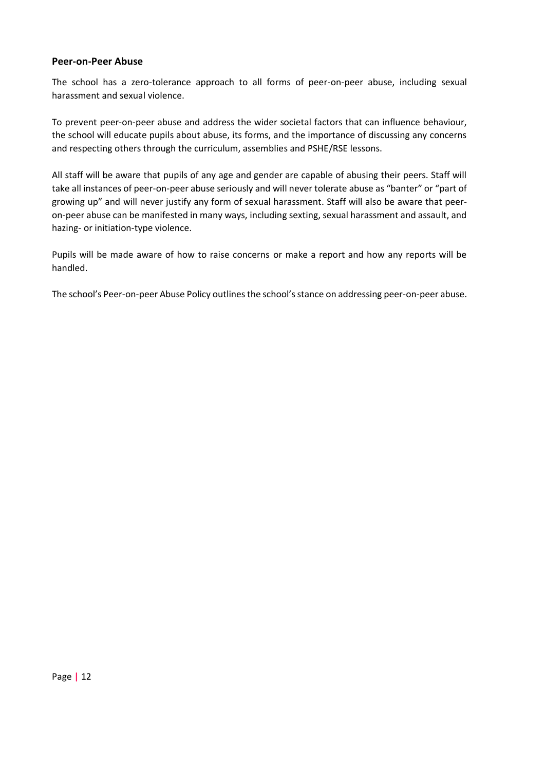### Peer-on-Peer Abuse

The school has a zero-tolerance approach to all forms of peer-on-peer abuse, including sexual harassment and sexual violence.

To prevent peer-on-peer abuse and address the wider societal factors that can influence behaviour, the school will educate pupils about abuse, its forms, and the importance of discussing any concerns and respecting others through the curriculum, assemblies and PSHE/RSE lessons.

All staff will be aware that pupils of any age and gender are capable of abusing their peers. Staff will take all instances of peer-on-peer abuse seriously and will never tolerate abuse as "banter" or "part of growing up" and will never justify any form of sexual harassment. Staff will also be aware that peer-on-peer abuse can be manifested in many ways, including sexting, sexual harassment and assault, and hazing- or initiation-type violence.

Pupils will be made aware of how to raise concerns or make a report and how any reports will be handled.

The school's Peer-on-peer Abuse Policy outlines the school's stance on addressing peer-on-peer abuse.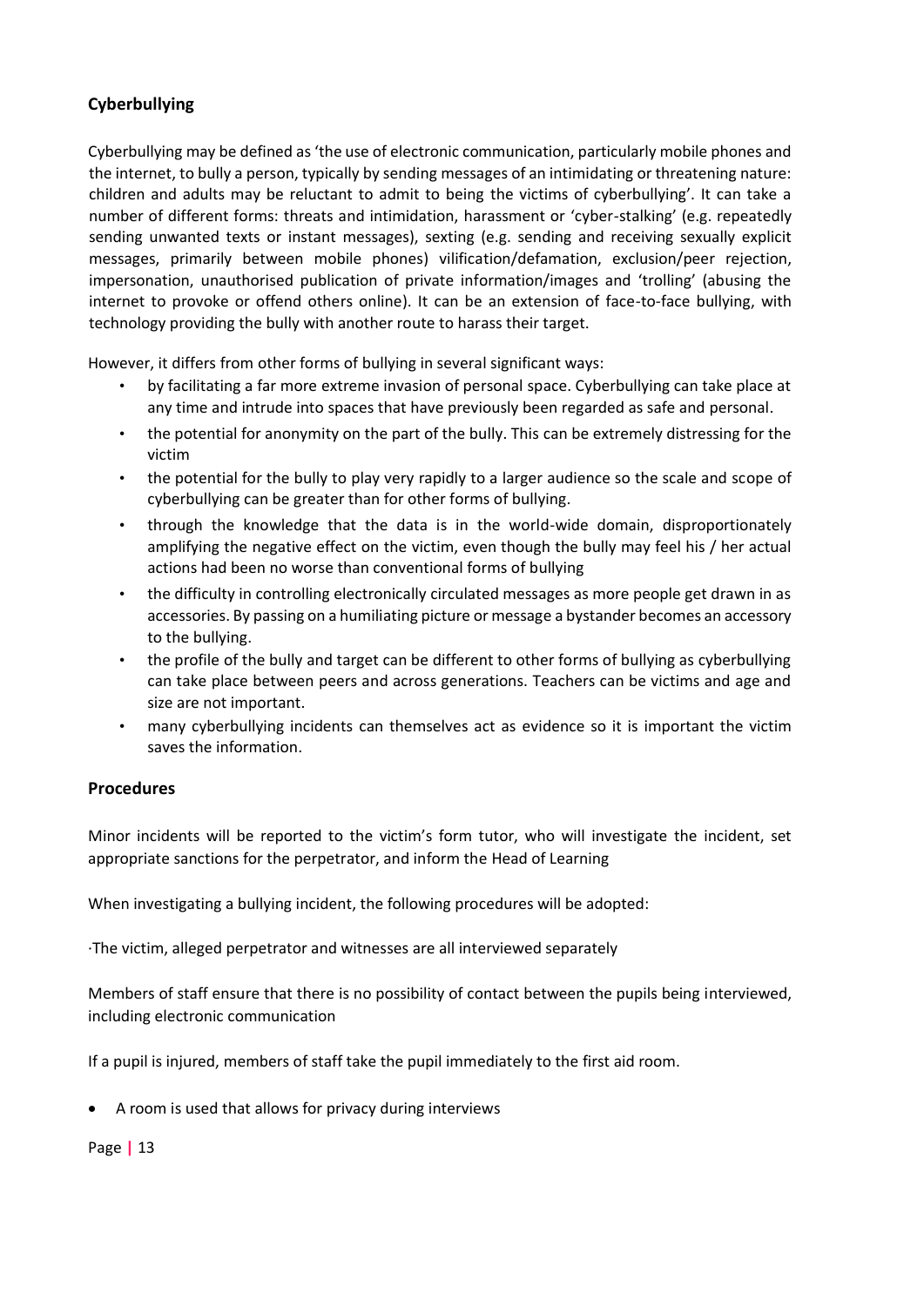## Cyberbullying

Cyberbullying may be defined as 'the use of electronic communication, particularly mobile phones and the internet, to bully a person, typically by sending messages of an intimidating or threatening nature: children and adults may be reluctant to admit to being the victims of cyberbullying'. It can take a number of different forms: threats and intimidation, harassment or 'cyber-stalking' (e.g. repeatedly sending unwanted texts or instant messages), sexting (e.g. sending and receiving sexually explicit messages, primarily between mobile phones) vilification/defamation, exclusion/peer rejection, impersonation, unauthorised publication of private information/images and 'trolling' (abusing the internet to provoke or offend others online). It can be an extension of face-to-face bullying, with technology providing the bully with another route to harass their target.

However, it differs from other forms of bullying in several significant ways:

- by facilitating a far more extreme invasion of personal space. Cyberbullying can take place at any time and intrude into spaces that have previously been regarded as safe and personal.
- the potential for anonymity on the part of the bully. This can be extremely distressing for the victim
- the potential for the bully to play very rapidly to a larger audience so the scale and scope of cyberbullying can be greater than for other forms of bullying.
- through the knowledge that the data is in the world-wide domain, disproportionately amplifying the negative effect on the victim, even though the bully may feel his / her actual actions had been no worse than conventional forms of bullying
- the difficulty in controlling electronically circulated messages as more people get drawn in as accessories. By passing on a humiliating picture or message a bystander becomes an accessory to the bullying.
- the profile of the bully and target can be different to other forms of bullying as cyberbullying can take place between peers and across generations. Teachers can be victims and age and size are not important.
- many cyberbullying incidents can themselves act as evidence so it is important the victim saves the information.

## Procedures

Minor incidents will be reported to the victim's form tutor, who will investigate the incident, set appropriate sanctions for the perpetrator, and inform the Head of Learning

When investigating a bullying incident, the following procedures will be adopted:

·The victim, alleged perpetrator and witnesses are all interviewed separately

Members of staff ensure that there is no possibility of contact between the pupils being interviewed, including electronic communication

If a pupil is injured, members of staff take the pupil immediately to the first aid room.

- A room is used that allows for privacy during interviews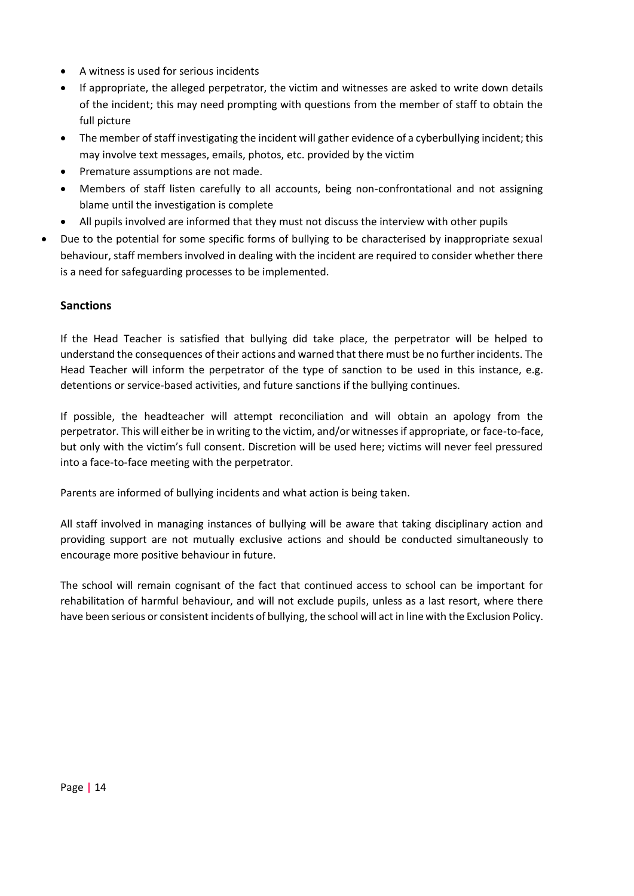- A witness is used for serious incidents
- If appropriate, the alleged perpetrator, the victim and witnesses are asked to write down details of the incident; this may need prompting with questions from the member of staff to obtain the full picture
- The member of staff investigating the incident will gather evidence of a cyberbullying incident; this may involve text messages, emails, photos, etc. provided by the victim
- Premature assumptions are not made.
- Members of staff listen carefully to all accounts, being non-confrontational and not assigning blame until the investigation is complete
- All pupils involved are informed that they must not discuss the interview with other pupils
- Due to the potential for some specific forms of bullying to be characterised by inappropriate sexual behaviour, staff members involved in dealing with the incident are required to consider whether there is a need for safeguarding processes to be implemented.

## Sanctions

If the Head Teacher is satisfied that bullying did take place, the perpetrator will be helped to understand the consequences of their actions and warned that there must be no further incidents. The Head Teacher will inform the perpetrator of the type of sanction to be used in this instance, e.g. detentions or service-based activities, and future sanctions if the bullying continues.

If possible, the headteacher will attempt reconciliation and will obtain an apology from the perpetrator. This will either be in writing to the victim, and/or witnesses if appropriate, or face-to-face, but only with the victim's full consent. Discretion will be used here; victims will never feel pressured into a face-to-face meeting with the perpetrator.

Parents are informed of bullying incidents and what action is being taken.

All staff involved in managing instances of bullying will be aware that taking disciplinary action and providing support are not mutually exclusive actions and should be conducted simultaneously to encourage more positive behaviour in future.

The school will remain cognisant of the fact that continued access to school can be important for rehabilitation of harmful behaviour, and will not exclude pupils, unless as a last resort, where there have been serious or consistent incidents of bullying, the school will act in line with the Exclusion Policy.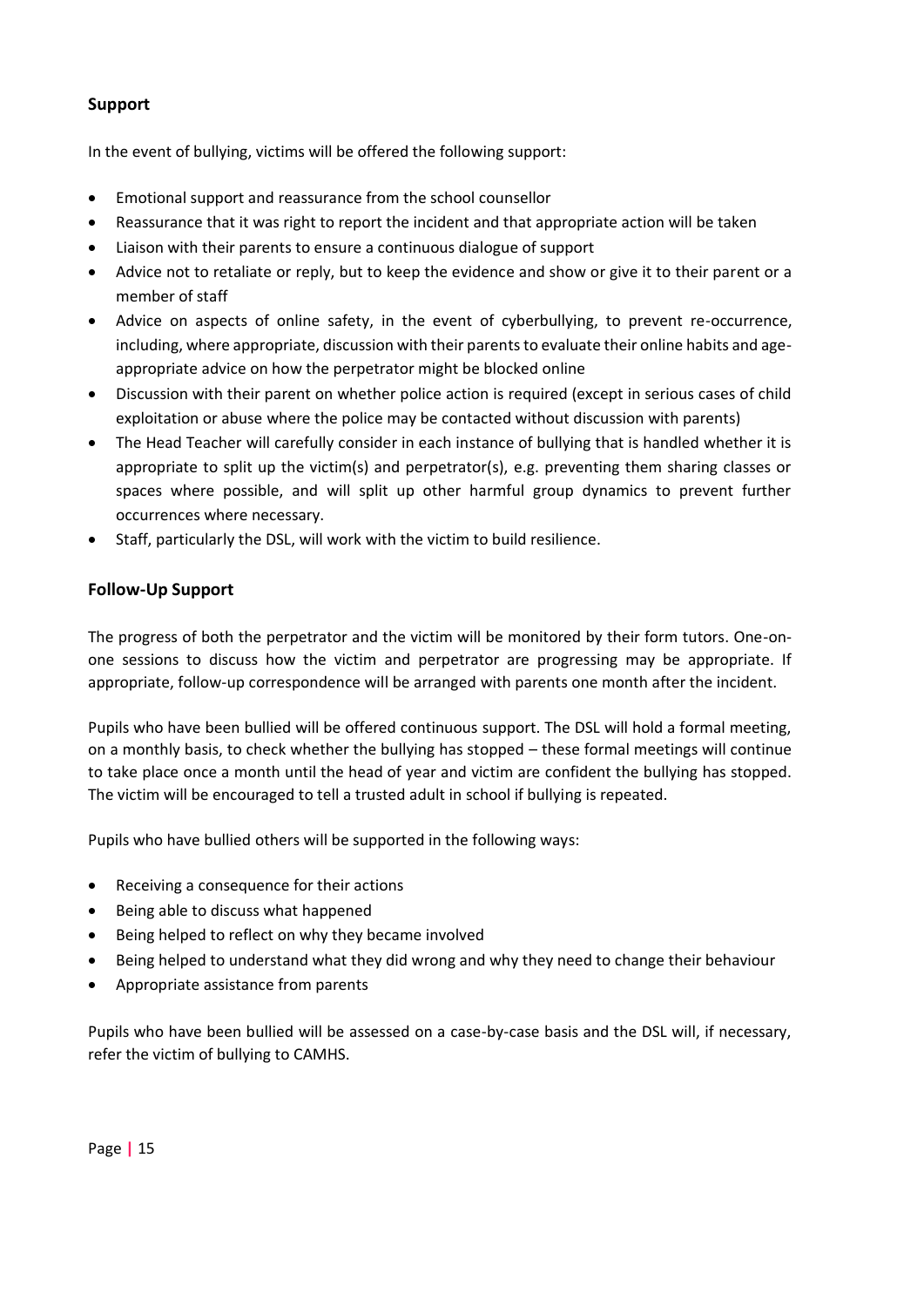## Support

In the event of bullying, victims will be offered the following support:

- Emotional support and reassurance from the school counsellor
- Reassurance that it was right to report the incident and that appropriate action will be taken
- Liaison with their parents to ensure a continuous dialogue of support
- Advice not to retaliate or reply, but to keep the evidence and show or give it to their parent or a member of staff
- Advice on aspects of online safety, in the event of cyberbullying, to prevent re-occurrence, including, where appropriate, discussion with their parents to evaluate their online habits and age-appropriate advice on how the perpetrator might be blocked online
- Discussion with their parent on whether police action is required (except in serious cases of child exploitation or abuse where the police may be contacted without discussion with parents)
- The Head Teacher will carefully consider in each instance of bullying that is handled whether it is appropriate to split up the victim(s) and perpetrator(s), e.g. preventing them sharing classes or spaces where possible, and will split up other harmful group dynamics to prevent further occurrences where necessary.
- Staff, particularly the DSL, will work with the victim to build resilience.

## Follow-Up Support

The progress of both the perpetrator and the victim will be monitored by their form tutors. One-on-one sessions to discuss how the victim and perpetrator are progressing may be appropriate. If appropriate, follow-up correspondence will be arranged with parents one month after the incident.

Pupils who have been bullied will be offered continuous support. The DSL will hold a formal meeting, on a monthly basis, to check whether the bullying has stopped – these formal meetings will continue to take place once a month until the head of year and victim are confident the bullying has stopped. The victim will be encouraged to tell a trusted adult in school if bullying is repeated.

Pupils who have bullied others will be supported in the following ways:

- Receiving a consequence for their actions
- Being able to discuss what happened
- Being helped to reflect on why they became involved
- Being helped to understand what they did wrong and why they need to change their behaviour
- Appropriate assistance from parents

Pupils who have been bullied will be assessed on a case-by-case basis and the DSL will, if necessary, refer the victim of bullying to CAMHS.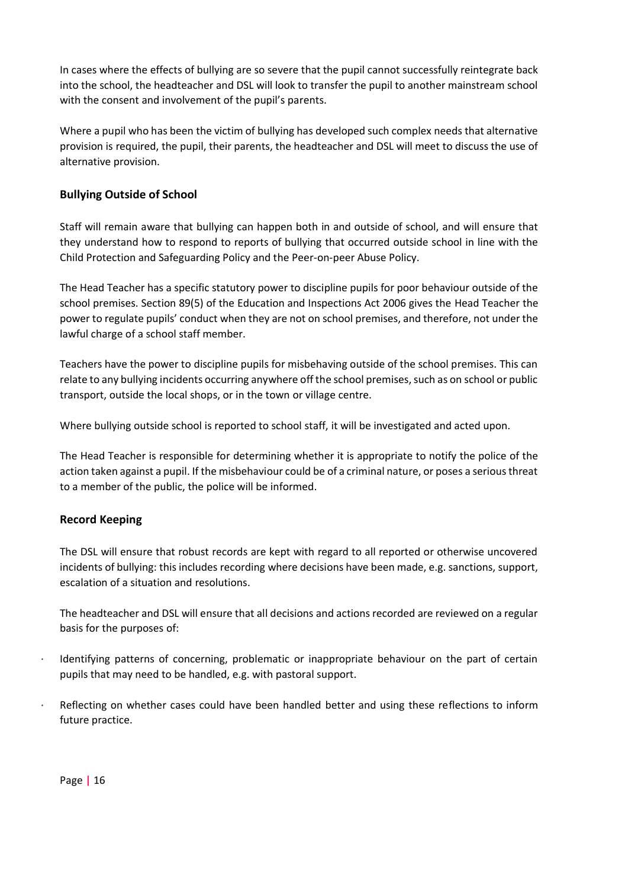In cases where the effects of bullying are so severe that the pupil cannot successfully reintegrate back into the school, the headteacher and DSL will look to transfer the pupil to another mainstream school with the consent and involvement of the pupil's parents.

Where a pupil who has been the victim of bullying has developed such complex needs that alternative provision is required, the pupil, their parents, the headteacher and DSL will meet to discuss the use of alternative provision.

## Bullying Outside of School

Staff will remain aware that bullying can happen both in and outside of school, and will ensure that they understand how to respond to reports of bullying that occurred outside school in line with the Child Protection and Safeguarding Policy and the Peer-on-peer Abuse Policy.

The Head Teacher has a specific statutory power to discipline pupils for poor behaviour outside of the school premises. Section 89(5) of the Education and Inspections Act 2006 gives the Head Teacher the power to regulate pupils' conduct when they are not on school premises, and therefore, not under the lawful charge of a school staff member.

Teachers have the power to discipline pupils for misbehaving outside of the school premises. This can relate to any bullying incidents occurring anywhere off the school premises, such as on school or public transport, outside the local shops, or in the town or village centre.

Where bullying outside school is reported to school staff, it will be investigated and acted upon.

The Head Teacher is responsible for determining whether it is appropriate to notify the police of the action taken against a pupil. If the misbehaviour could be of a criminal nature, or poses a serious threat to a member of the public, the police will be informed.

## Record Keeping

The DSL will ensure that robust records are kept with regard to all reported or otherwise uncovered incidents of bullying: this includes recording where decisions have been made, e.g. sanctions, support, escalation of a situation and resolutions.

The headteacher and DSL will ensure that all decisions and actions recorded are reviewed on a regular basis for the purposes of:

- Identifying patterns of concerning, problematic or inappropriate behaviour on the part of certain pupils that may need to be handled, e.g. with pastoral support.
- Reflecting on whether cases could have been handled better and using these reflections to inform future practice.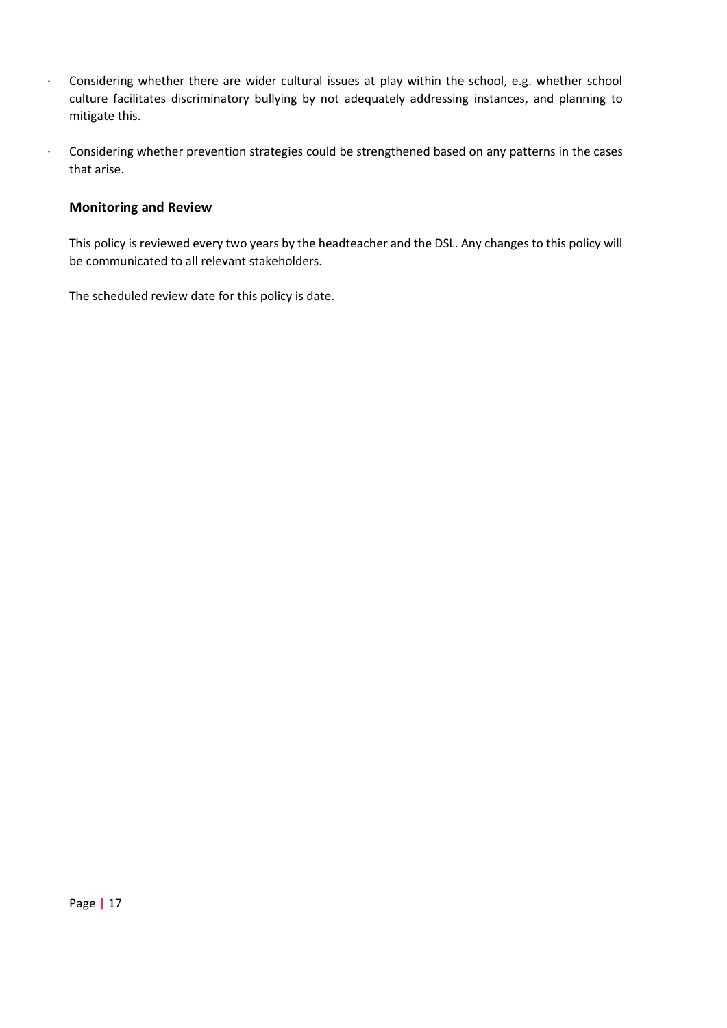- Considering whether there are wider cultural issues at play within the school, e.g. whether school culture facilitates discriminatory bullying by not adequately addressing instances, and planning to mitigate this.
- Considering whether prevention strategies could be strengthened based on any patterns in the cases that arise.

### Monitoring and Review

This policy is reviewed every two years by the headteacher and the DSL. Any changes to this policy will be communicated to all relevant stakeholders.

The scheduled review date for this policy is date.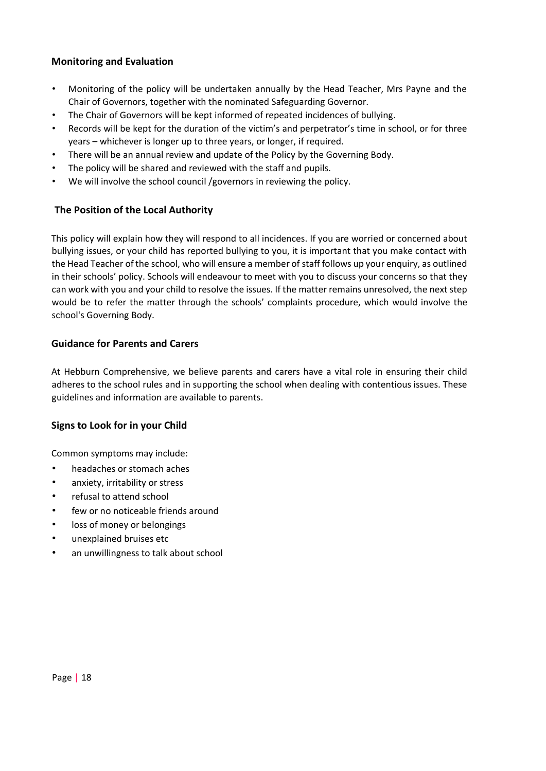## Monitoring and Evaluation

- Monitoring of the policy will be undertaken annually by the Head Teacher, Mrs Payne and the Chair of Governors, together with the nominated Safeguarding Governor.
- The Chair of Governors will be kept informed of repeated incidences of bullying.
- Records will be kept for the duration of the victim's and perpetrator's time in school, or for three years – whichever is longer up to three years, or longer, if required.
- There will be an annual review and update of the Policy by the Governing Body.
- The policy will be shared and reviewed with the staff and pupils.
- We will involve the school council /governors in reviewing the policy.

## The Position of the Local Authority

This policy will explain how they will respond to all incidences. If you are worried or concerned about bullying issues, or your child has reported bullying to you, it is important that you make contact with the Head Teacher of the school, who will ensure a member of staff follows up your enquiry, as outlined in their schools' policy. Schools will endeavour to meet with you to discuss your concerns so that they can work with you and your child to resolve the issues. If the matter remains unresolved, the next step would be to refer the matter through the schools' complaints procedure, which would involve the school's Governing Body.

## Guidance for Parents and Carers

At Hebburn Comprehensive, we believe parents and carers have a vital role in ensuring their child adheres to the school rules and in supporting the school when dealing with contentious issues. These guidelines and information are available to parents.

## Signs to Look for in your Child

Common symptoms may include:

- headaches or stomach aches
- anxiety, irritability or stress
- refusal to attend school
- few or no noticeable friends around
- loss of money or belongings
- unexplained bruises etc
- an unwillingness to talk about school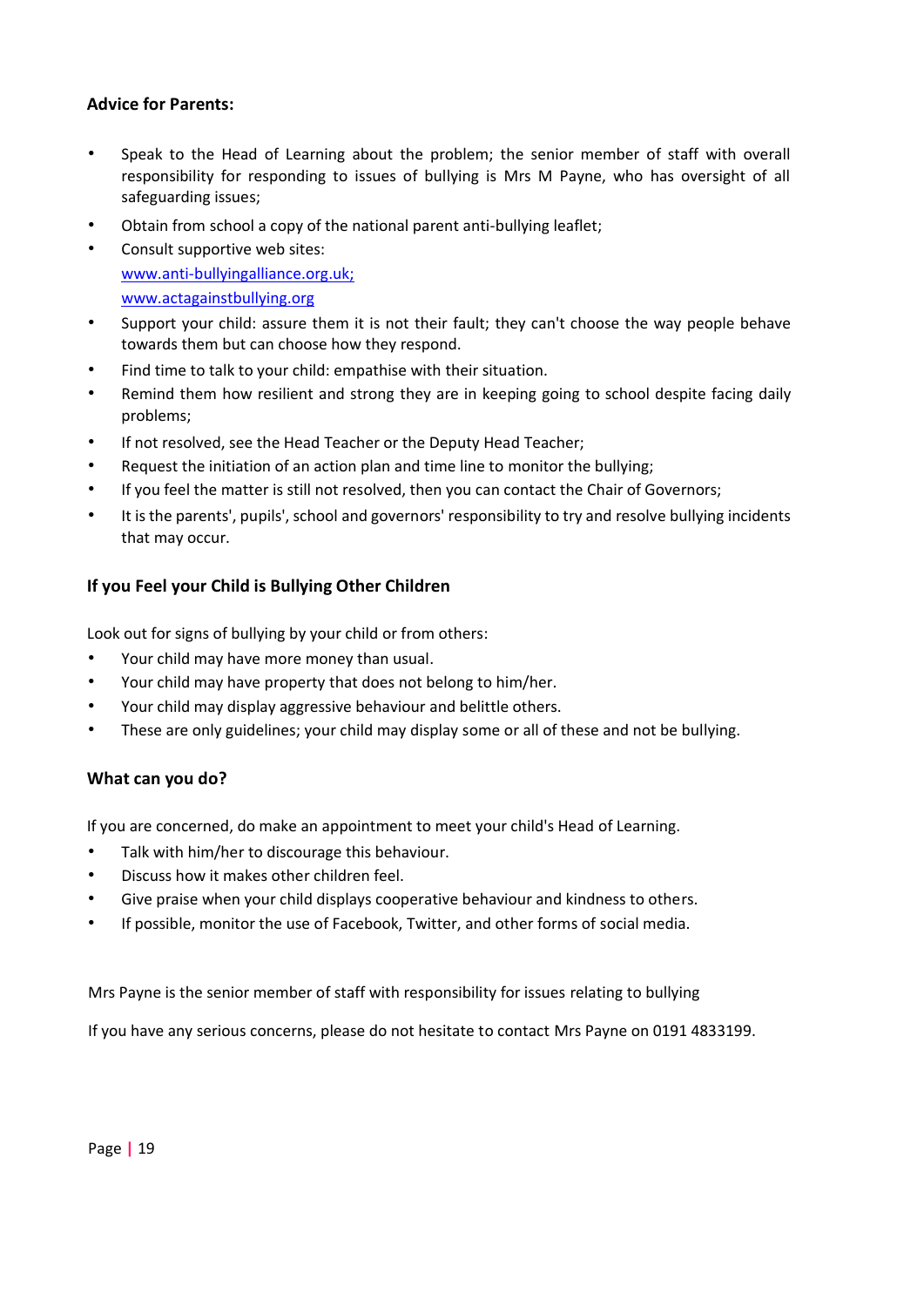### Advice for Parents:

- Speak to the Head of Learning about the problem; the senior member of staff with overall responsibility for responding to issues of bullying is Mrs M Payne, who has oversight of all safeguarding issues;
- Obtain from school a copy of the national parent anti-bullying leaflet;
- Consult supportive web sites:
  www.anti-bullyingalliance.org.uk;
  www.actagainstbullying.org
- Support your child: assure them it is not their fault; they can't choose the way people behave towards them but can choose how they respond.
- Find time to talk to your child: empathise with their situation.
- Remind them how resilient and strong they are in keeping going to school despite facing daily problems;
- If not resolved, see the Head Teacher or the Deputy Head Teacher;
- Request the initiation of an action plan and time line to monitor the bullying;
- If you feel the matter is still not resolved, then you can contact the Chair of Governors;
- It is the parents', pupils', school and governors' responsibility to try and resolve bullying incidents that may occur.

### If you Feel your Child is Bullying Other Children

Look out for signs of bullying by your child or from others:

- Your child may have more money than usual.
- Your child may have property that does not belong to him/her.
- Your child may display aggressive behaviour and belittle others.
- These are only guidelines; your child may display some or all of these and not be bullying.

### What can you do?

If you are concerned, do make an appointment to meet your child's Head of Learning.

- Talk with him/her to discourage this behaviour.
- Discuss how it makes other children feel.
- Give praise when your child displays cooperative behaviour and kindness to others.
- If possible, monitor the use of Facebook, Twitter, and other forms of social media.

Mrs Payne is the senior member of staff with responsibility for issues relating to bullying

If you have any serious concerns, please do not hesitate to contact Mrs Payne on 0191 4833199.